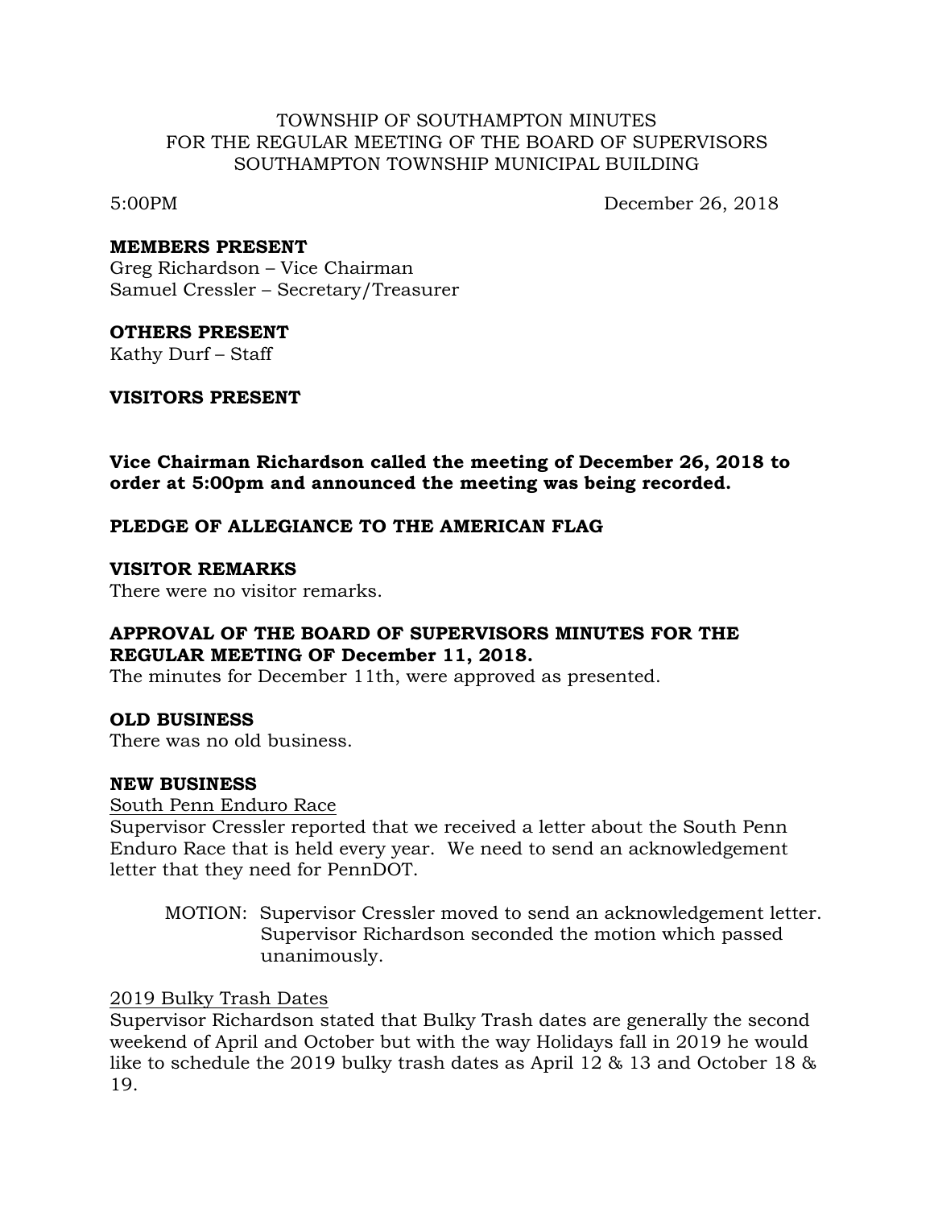TOWNSHIP OF SOUTHAMPTON MINUTES
FOR THE REGULAR MEETING OF THE BOARD OF SUPERVISORS
SOUTHAMPTON TOWNSHIP MUNICIPAL BUILDING

5:00PM December 26, 2018

**MEMBERS PRESENT**
Greg Richardson – Vice Chairman
Samuel Cressler – Secretary/Treasurer

**OTHERS PRESENT**
Kathy Durf – Staff

**VISITORS PRESENT**

**Vice Chairman Richardson called the meeting of December 26, 2018 to order at 5:00pm and announced the meeting was being recorded.**

**PLEDGE OF ALLEGIANCE TO THE AMERICAN FLAG**

**VISITOR REMARKS**
There were no visitor remarks.

**APPROVAL OF THE BOARD OF SUPERVISORS MINUTES FOR THE REGULAR MEETING OF December 11, 2018.**
The minutes for December 11th, were approved as presented.

**OLD BUSINESS**
There was no old business.

**NEW BUSINESS**
<u>South Penn Enduro Race</u>
Supervisor Cressler reported that we received a letter about the South Penn Enduro Race that is held every year. We need to send an acknowledgement letter that they need for PennDOT.

> MOTION: Supervisor Cressler moved to send an acknowledgement letter. Supervisor Richardson seconded the motion which passed unanimously.

<u>2019 Bulky Trash Dates</u>
Supervisor Richardson stated that Bulky Trash dates are generally the second weekend of April and October but with the way Holidays fall in 2019 he would like to schedule the 2019 bulky trash dates as April 12 & 13 and October 18 & 19.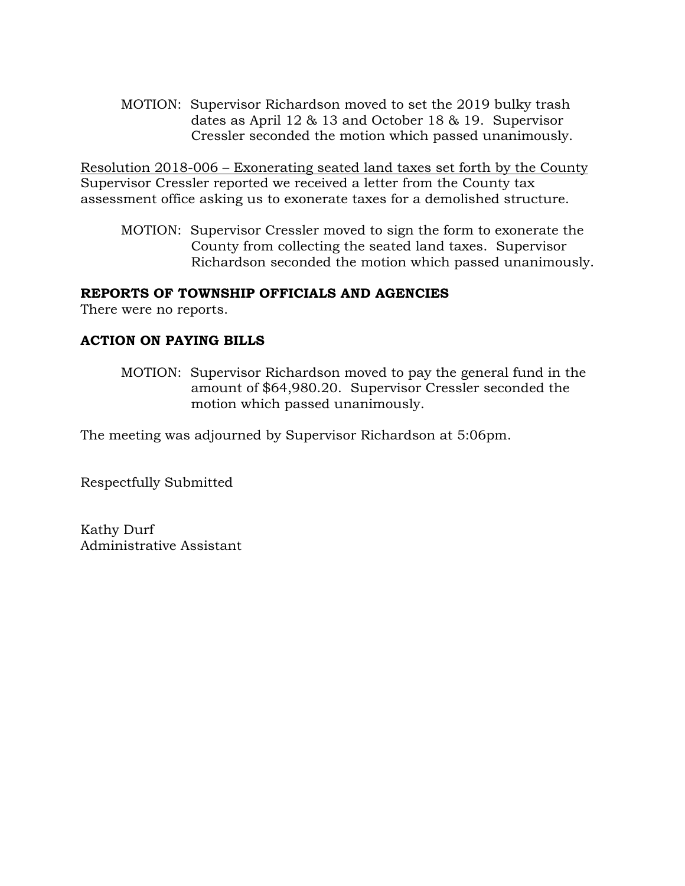MOTION: Supervisor Richardson moved to set the 2019 bulky trash dates as April 12 & 13 and October 18 & 19. Supervisor Cressler seconded the motion which passed unanimously.

<u>Resolution 2018-006 – Exonerating seated land taxes set forth by the County</u>
Supervisor Cressler reported we received a letter from the County tax assessment office asking us to exonerate taxes for a demolished structure.

MOTION: Supervisor Cressler moved to sign the form to exonerate the County from collecting the seated land taxes. Supervisor Richardson seconded the motion which passed unanimously.

**REPORTS OF TOWNSHIP OFFICIALS AND AGENCIES**

There were no reports.

**ACTION ON PAYING BILLS**

MOTION: Supervisor Richardson moved to pay the general fund in the amount of $64,980.20. Supervisor Cressler seconded the motion which passed unanimously.

The meeting was adjourned by Supervisor Richardson at 5:06pm.

Respectfully Submitted

Kathy Durf
Administrative Assistant